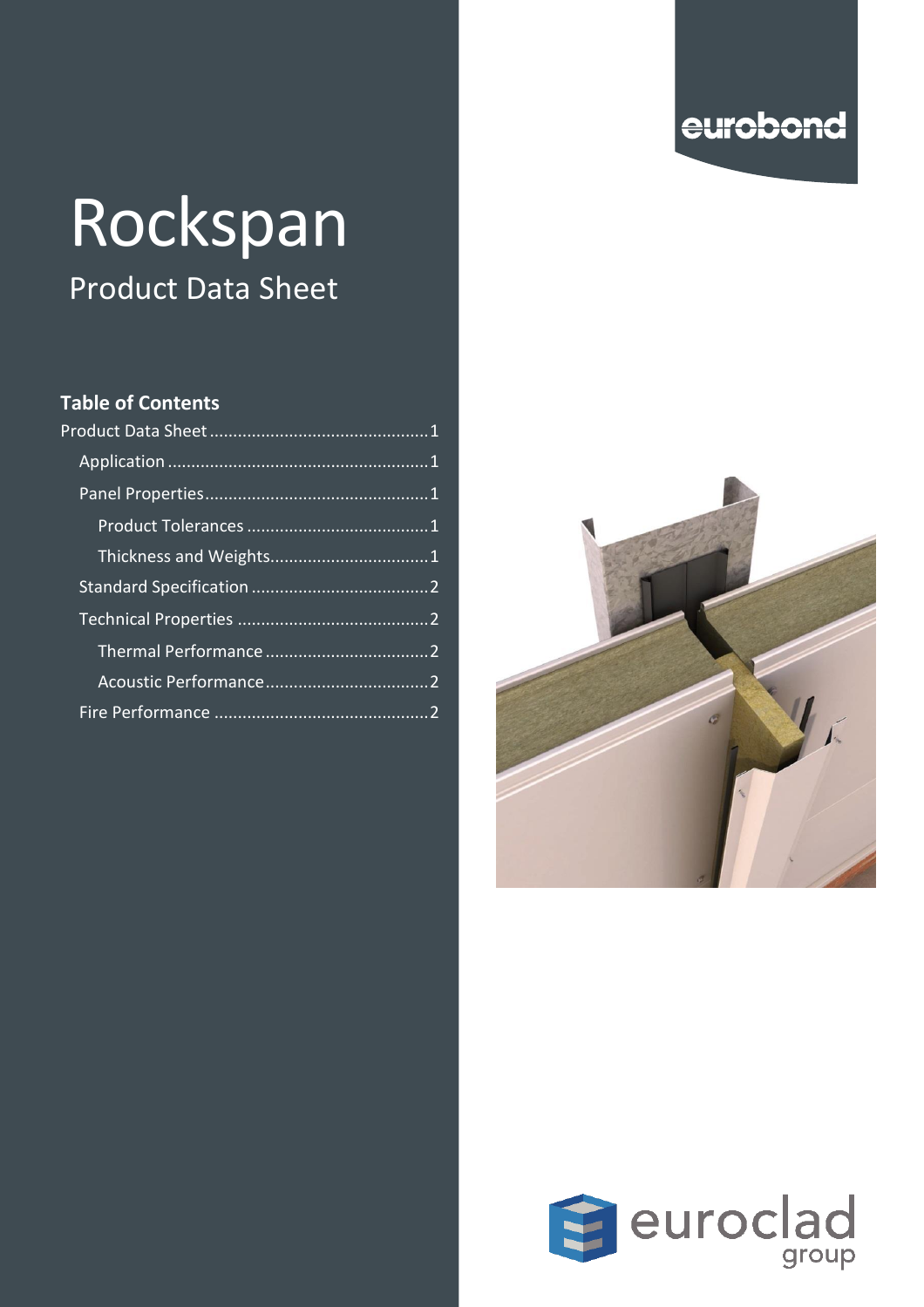eurobond

# Rockspan

## Product Data Sheet

### Table of Contents

- Product Data Sheet ............................................1
  - Application ......................................................1
  - Panel Properties...............................................1
    - Product Tolerances ......................................1
    - Thickness and Weights.................................1
  - Standard Specification .....................................2
  - Technical Properties ........................................2
    - Thermal Performance ..................................2
    - Acoustic Performance..................................2
  - Fire Performance .............................................2

euroclad group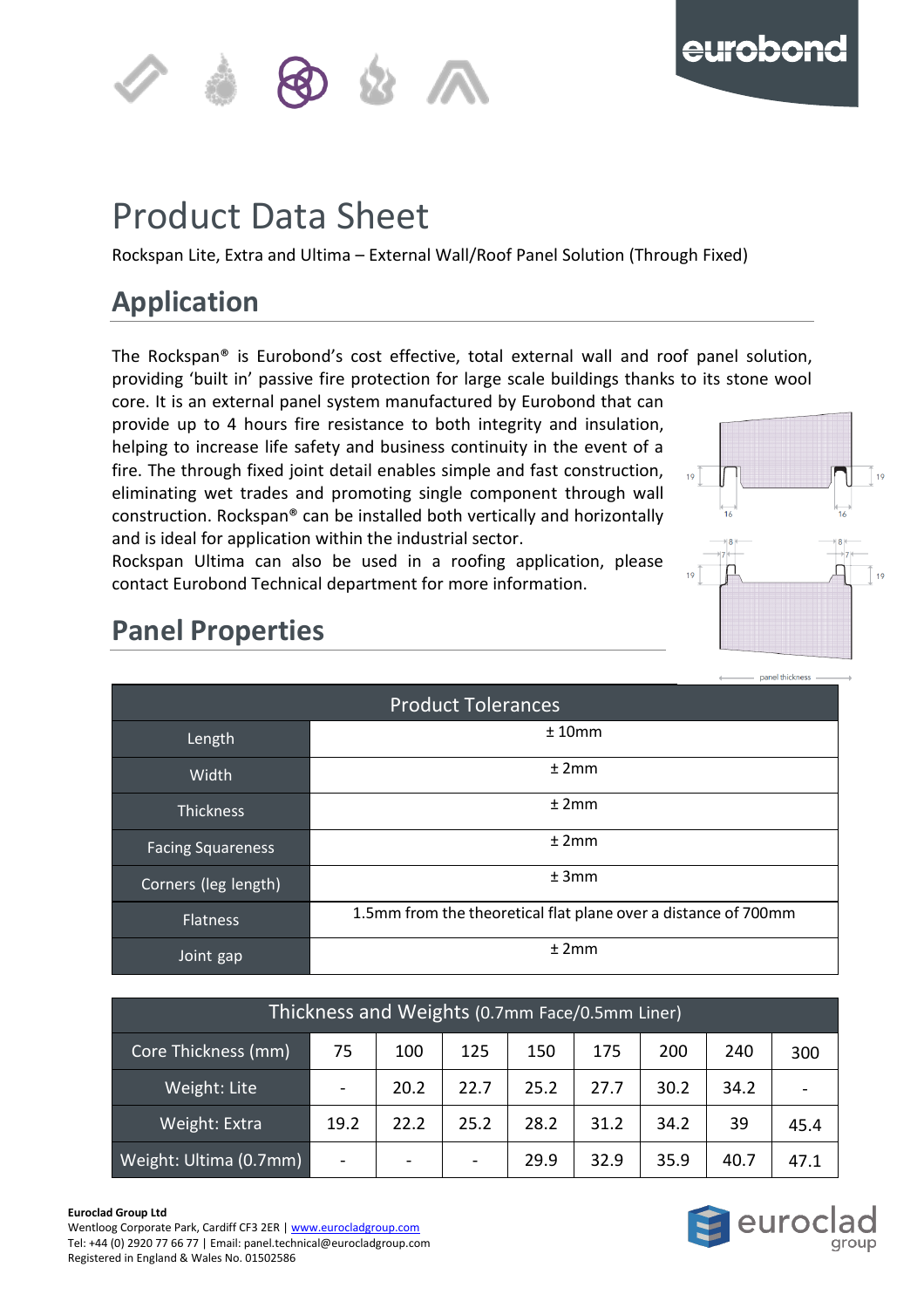# Product Data Sheet

Rockspan Lite, Extra and Ultima – External Wall/Roof Panel Solution (Through Fixed)

## Application

The Rockspan® is Eurobond's cost effective, total external wall and roof panel solution, providing 'built in' passive fire protection for large scale buildings thanks to its stone wool core. It is an external panel system manufactured by Eurobond that can provide up to 4 hours fire resistance to both integrity and insulation, helping to increase life safety and business continuity in the event of a fire. The through fixed joint detail enables simple and fast construction, eliminating wet trades and promoting single component through wall construction. Rockspan® can be installed both vertically and horizontally and is ideal for application within the industrial sector.

Rockspan Ultima can also be used in a roofing application, please contact Eurobond Technical department for more information.

## Panel Properties

| Product Tolerances | |
|---|---|
| Length | ± 10mm |
| Width | ± 2mm |
| Thickness | ± 2mm |
| Facing Squareness | ± 2mm |
| Corners (leg length) | ± 3mm |
| Flatness | 1.5mm from the theoretical flat plane over a distance of 700mm |
| Joint gap | ± 2mm |

| Thickness and Weights (0.7mm Face/0.5mm Liner) | | | | | | | | |
|---|---|---|---|---|---|---|---|---|
| Core Thickness (mm) | 75 | 100 | 125 | 150 | 175 | 200 | 240 | 300 |
| Weight: Lite | - | 20.2 | 22.7 | 25.2 | 27.7 | 30.2 | 34.2 | - |
| Weight: Extra | 19.2 | 22.2 | 25.2 | 28.2 | 31.2 | 34.2 | 39 | 45.4 |
| Weight: Ultima (0.7mm) | - | - | - | 29.9 | 32.9 | 35.9 | 40.7 | 47.1 |

**Euroclad Group Ltd**
Wentloog Corporate Park, Cardiff CF3 2ER | www.eurocladgroup.com
Tel: +44 (0) 2920 77 66 77 | Email: panel.technical@eurocladgroup.com
Registered in England & Wales No. 01502586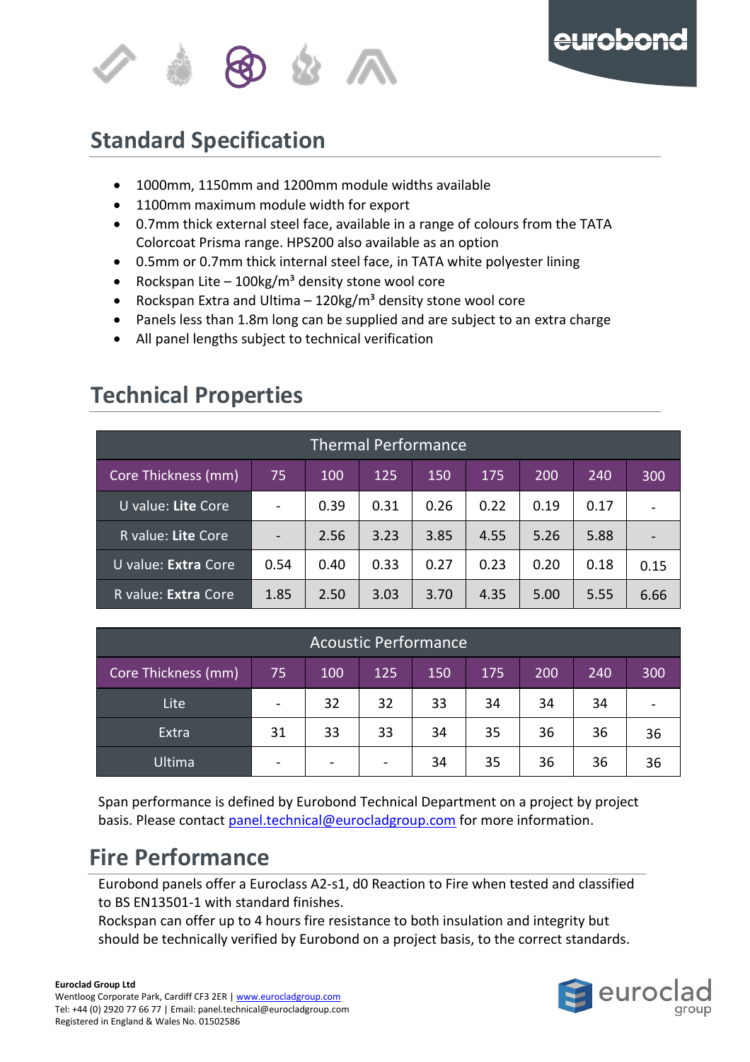## Standard Specification

- 1000mm, 1150mm and 1200mm module widths available
- 1100mm maximum module width for export
- 0.7mm thick external steel face, available in a range of colours from the TATA Colorcoat Prisma range. HPS200 also available as an option
- 0.5mm or 0.7mm thick internal steel face, in TATA white polyester lining
- Rockspan Lite – 100kg/m³ density stone wool core
- Rockspan Extra and Ultima – 120kg/m³ density stone wool core
- Panels less than 1.8m long can be supplied and are subject to an extra charge
- All panel lengths subject to technical verification

## Technical Properties

| Thermal Performance | | | | | | | | |
|---|---|---|---|---|---|---|---|---|
| Core Thickness (mm) | 75 | 100 | 125 | 150 | 175 | 200 | 240 | 300 |
| U value: **Lite** Core | - | 0.39 | 0.31 | 0.26 | 0.22 | 0.19 | 0.17 | - |
| R value: **Lite** Core | - | 2.56 | 3.23 | 3.85 | 4.55 | 5.26 | 5.88 | - |
| U value: **Extra** Core | 0.54 | 0.40 | 0.33 | 0.27 | 0.23 | 0.20 | 0.18 | 0.15 |
| R value: **Extra** Core | 1.85 | 2.50 | 3.03 | 3.70 | 4.35 | 5.00 | 5.55 | 6.66 |

| Acoustic Performance | | | | | | | | |
|---|---|---|---|---|---|---|---|---|
| Core Thickness (mm) | 75 | 100 | 125 | 150 | 175 | 200 | 240 | 300 |
| Lite | - | 32 | 32 | 33 | 34 | 34 | 34 | - |
| Extra | 31 | 33 | 33 | 34 | 35 | 36 | 36 | 36 |
| Ultima | - | - | - | 34 | 35 | 36 | 36 | 36 |

Span performance is defined by Eurobond Technical Department on a project by project basis. Please contact panel.technical@eurocladgroup.com for more information.

## Fire Performance

Eurobond panels offer a Euroclass A2-s1, d0 Reaction to Fire when tested and classified to BS EN13501-1 with standard finishes.
Rockspan can offer up to 4 hours fire resistance to both insulation and integrity but should be technically verified by Eurobond on a project basis, to the correct standards.

**Euroclad Group Ltd**
Wentloog Corporate Park, Cardiff CF3 2ER | www.eurocladgroup.com
Tel: +44 (0) 2920 77 66 77 | Email: panel.technical@eurocladgroup.com
Registered in England & Wales No. 01502586